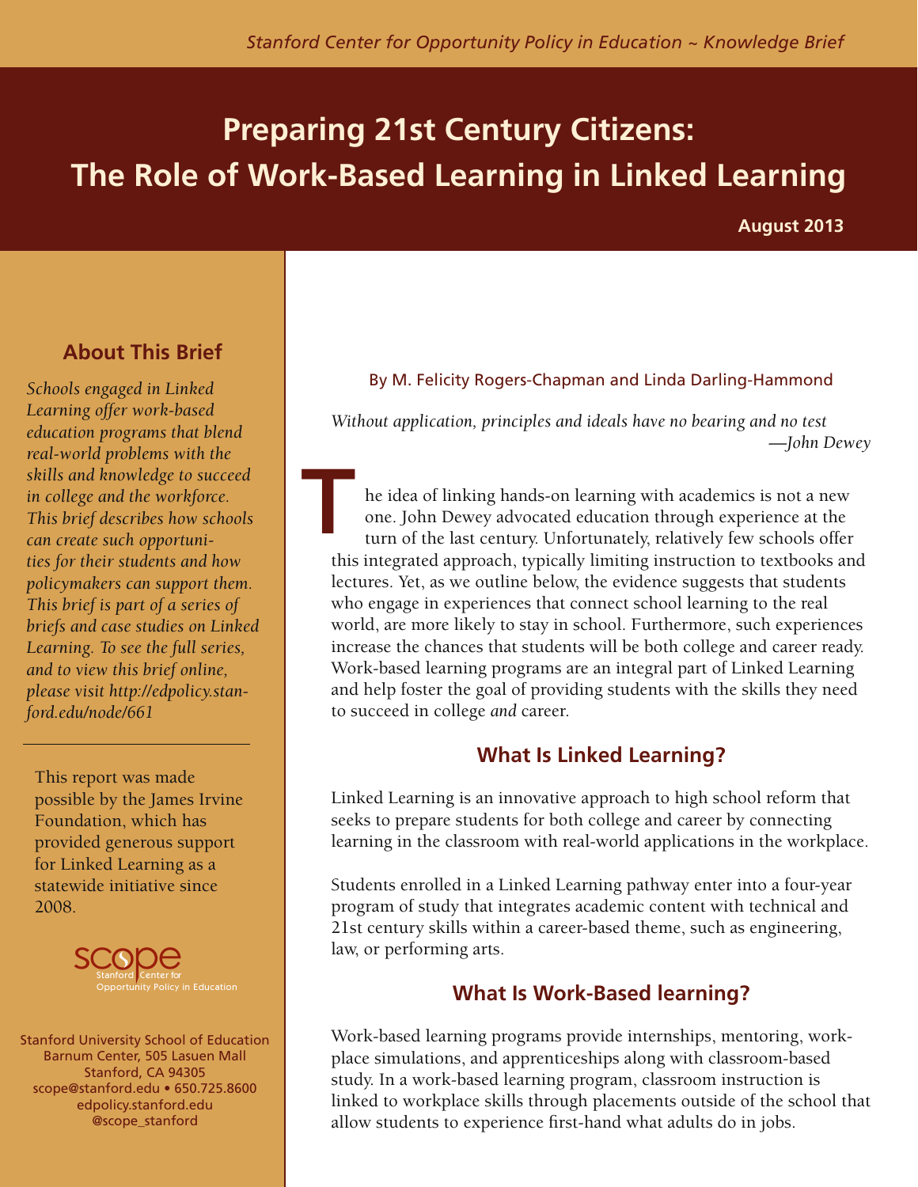Stanford Center for Opportunity Policy in Education ~ Knowledge Brief

# Preparing 21st Century Citizens: The Role of Work-Based Learning in Linked Learning

**August 2013**

By M. Felicity Rogers-Chapman and Linda Darling-Hammond

*Without application, principles and ideals have no bearing and no test*
*—John Dewey*

The idea of linking hands-on learning with academics is not a new one. John Dewey advocated education through experience at the turn of the last century. Unfortunately, relatively few schools offer this integrated approach, typically limiting instruction to textbooks and lectures. Yet, as we outline below, the evidence suggests that students who engage in experiences that connect school learning to the real world, are more likely to stay in school. Furthermore, such experiences increase the chances that students will be both college and career ready. Work-based learning programs are an integral part of Linked Learning and help foster the goal of providing students with the skills they need to succeed in college *and* career.

## What Is Linked Learning?

Linked Learning is an innovative approach to high school reform that seeks to prepare students for both college and career by connecting learning in the classroom with real-world applications in the workplace.

Students enrolled in a Linked Learning pathway enter into a four-year program of study that integrates academic content with technical and 21st century skills within a career-based theme, such as engineering, law, or performing arts.

## What Is Work-Based learning?

Work-based learning programs provide internships, mentoring, workplace simulations, and apprenticeships along with classroom-based study. In a work-based learning program, classroom instruction is linked to workplace skills through placements outside of the school that allow students to experience first-hand what adults do in jobs.

### About This Brief

*Schools engaged in Linked Learning offer work-based education programs that blend real-world problems with the skills and knowledge to succeed in college and the workforce. This brief describes how schools can create such opportunities for their students and how policymakers can support them. This brief is part of a series of briefs and case studies on Linked Learning. To see the full series, and to view this brief online, please visit http://edpolicy.stanford.edu/node/661*

This report was made possible by the James Irvine Foundation, which has provided generous support for Linked Learning as a statewide initiative since 2008.

scope
Stanford Center for Opportunity Policy in Education

Stanford University School of Education
Barnum Center, 505 Lasuen Mall
Stanford, CA 94305
scope@stanford.edu • 650.725.8600
edpolicy.stanford.edu
@scope_stanford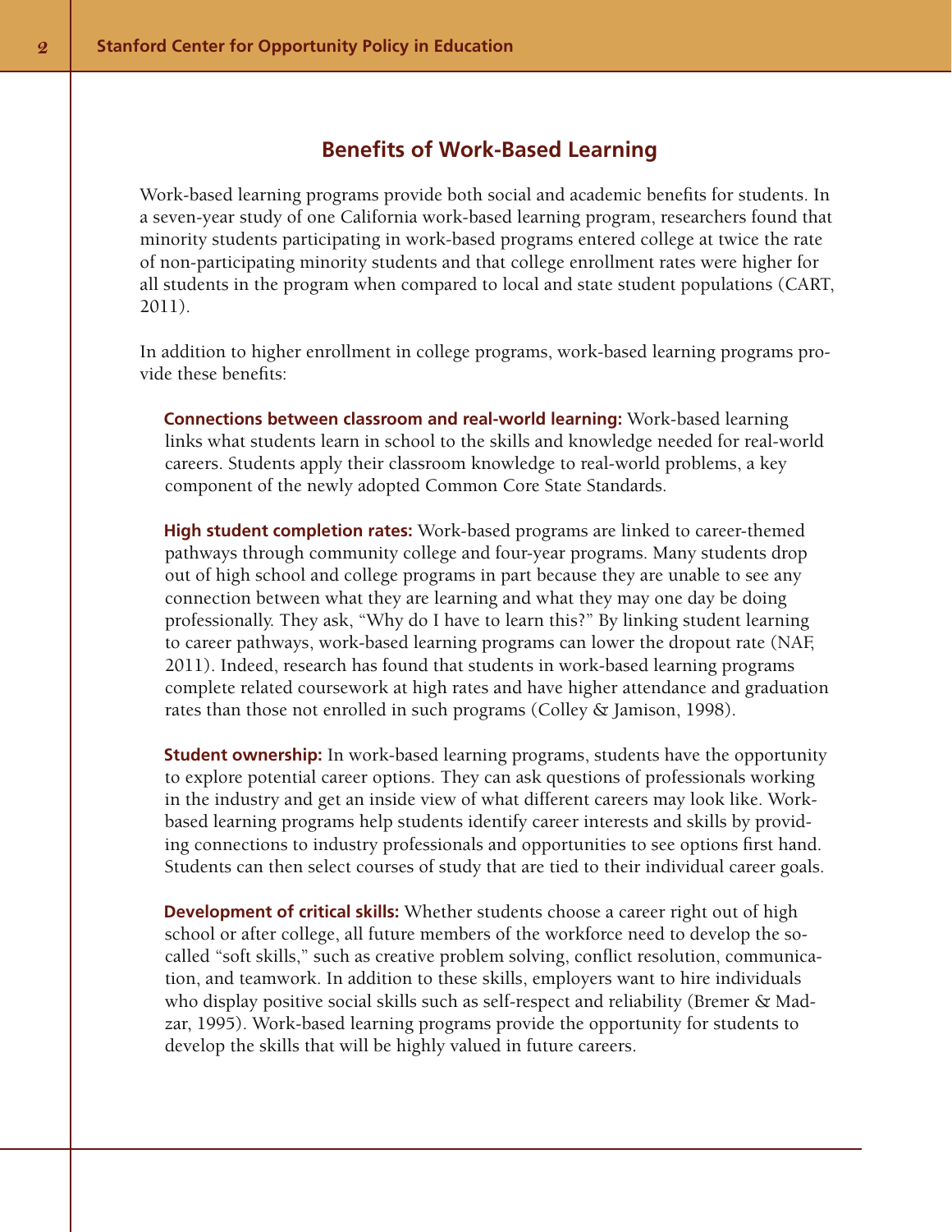## Benefits of Work-Based Learning

Work-based learning programs provide both social and academic benefits for students. In a seven-year study of one California work-based learning program, researchers found that minority students participating in work-based programs entered college at twice the rate of non-participating minority students and that college enrollment rates were higher for all students in the program when compared to local and state student populations (CART, 2011).

In addition to higher enrollment in college programs, work-based learning programs provide these benefits:

**Connections between classroom and real-world learning:** Work-based learning links what students learn in school to the skills and knowledge needed for real-world careers. Students apply their classroom knowledge to real-world problems, a key component of the newly adopted Common Core State Standards.

**High student completion rates:** Work-based programs are linked to career-themed pathways through community college and four-year programs. Many students drop out of high school and college programs in part because they are unable to see any connection between what they are learning and what they may one day be doing professionally. They ask, "Why do I have to learn this?" By linking student learning to career pathways, work-based learning programs can lower the dropout rate (NAF, 2011). Indeed, research has found that students in work-based learning programs complete related coursework at high rates and have higher attendance and graduation rates than those not enrolled in such programs (Colley & Jamison, 1998).

**Student ownership:** In work-based learning programs, students have the opportunity to explore potential career options. They can ask questions of professionals working in the industry and get an inside view of what different careers may look like. Work-based learning programs help students identify career interests and skills by providing connections to industry professionals and opportunities to see options first hand. Students can then select courses of study that are tied to their individual career goals.

**Development of critical skills:** Whether students choose a career right out of high school or after college, all future members of the workforce need to develop the so-called "soft skills," such as creative problem solving, conflict resolution, communication, and teamwork. In addition to these skills, employers want to hire individuals who display positive social skills such as self-respect and reliability (Bremer & Madzar, 1995). Work-based learning programs provide the opportunity for students to develop the skills that will be highly valued in future careers.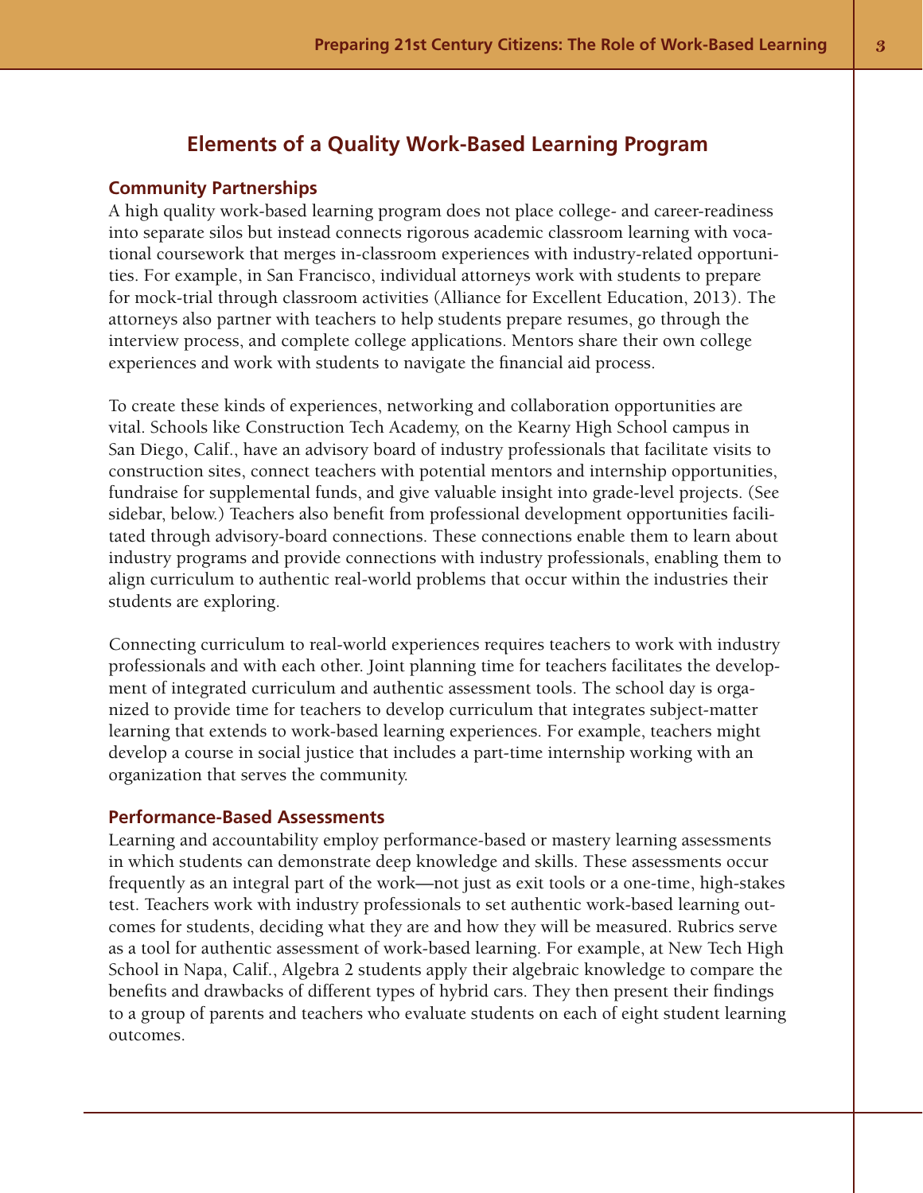## Elements of a Quality Work-Based Learning Program

### Community Partnerships

A high quality work-based learning program does not place college- and career-readiness into separate silos but instead connects rigorous academic classroom learning with vocational coursework that merges in-classroom experiences with industry-related opportunities. For example, in San Francisco, individual attorneys work with students to prepare for mock-trial through classroom activities (Alliance for Excellent Education, 2013). The attorneys also partner with teachers to help students prepare resumes, go through the interview process, and complete college applications. Mentors share their own college experiences and work with students to navigate the financial aid process.

To create these kinds of experiences, networking and collaboration opportunities are vital. Schools like Construction Tech Academy, on the Kearny High School campus in San Diego, Calif., have an advisory board of industry professionals that facilitate visits to construction sites, connect teachers with potential mentors and internship opportunities, fundraise for supplemental funds, and give valuable insight into grade-level projects. (See sidebar, below.) Teachers also benefit from professional development opportunities facilitated through advisory-board connections. These connections enable them to learn about industry programs and provide connections with industry professionals, enabling them to align curriculum to authentic real-world problems that occur within the industries their students are exploring.

Connecting curriculum to real-world experiences requires teachers to work with industry professionals and with each other. Joint planning time for teachers facilitates the development of integrated curriculum and authentic assessment tools. The school day is organized to provide time for teachers to develop curriculum that integrates subject-matter learning that extends to work-based learning experiences. For example, teachers might develop a course in social justice that includes a part-time internship working with an organization that serves the community.

### Performance-Based Assessments

Learning and accountability employ performance-based or mastery learning assessments in which students can demonstrate deep knowledge and skills. These assessments occur frequently as an integral part of the work—not just as exit tools or a one-time, high-stakes test. Teachers work with industry professionals to set authentic work-based learning outcomes for students, deciding what they are and how they will be measured. Rubrics serve as a tool for authentic assessment of work-based learning. For example, at New Tech High School in Napa, Calif., Algebra 2 students apply their algebraic knowledge to compare the benefits and drawbacks of different types of hybrid cars. They then present their findings to a group of parents and teachers who evaluate students on each of eight student learning outcomes.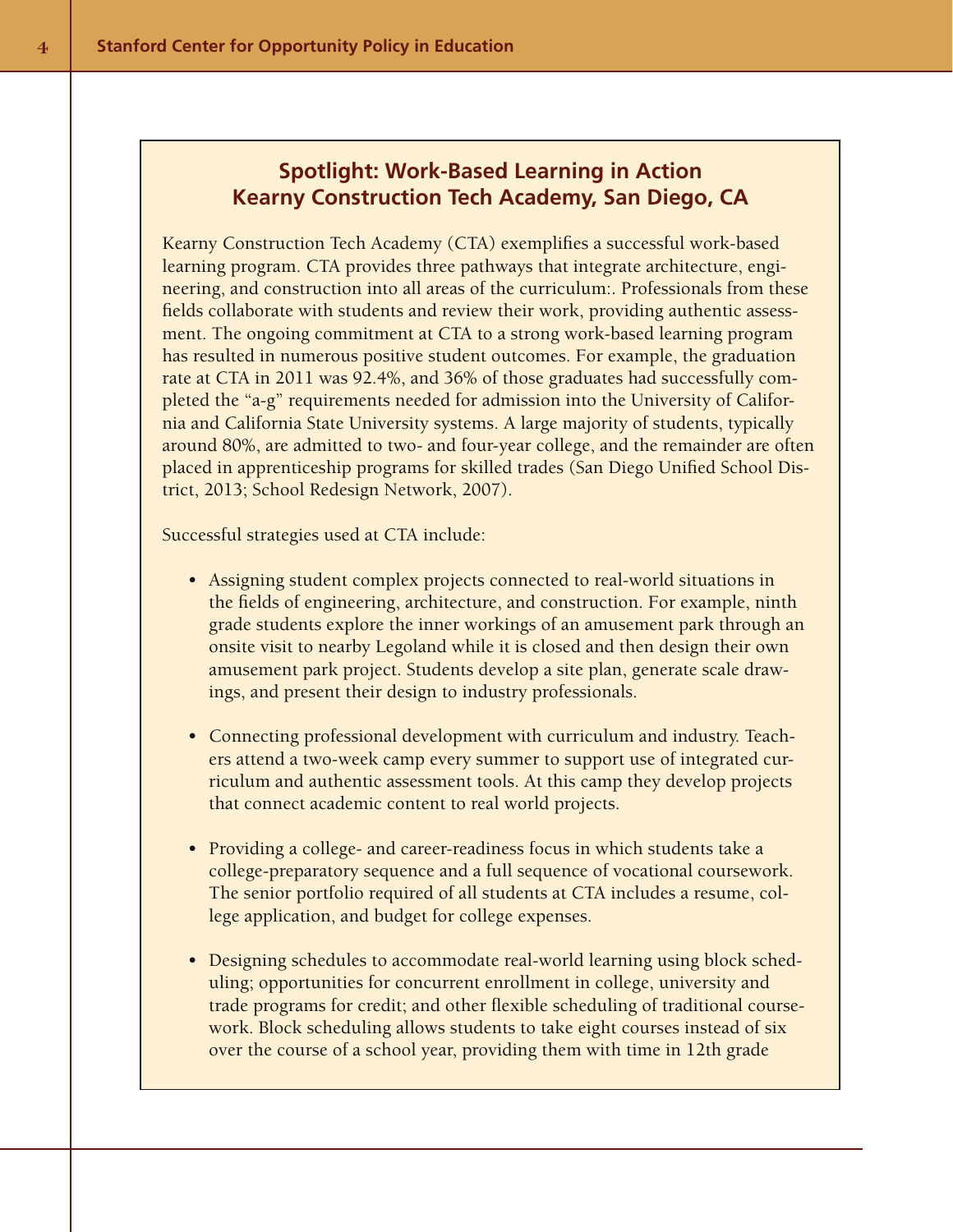## Spotlight: Work-Based Learning in Action
## Kearny Construction Tech Academy, San Diego, CA

Kearny Construction Tech Academy (CTA) exemplifies a successful work-based learning program. CTA provides three pathways that integrate architecture, engineering, and construction into all areas of the curriculum:. Professionals from these fields collaborate with students and review their work, providing authentic assessment. The ongoing commitment at CTA to a strong work-based learning program has resulted in numerous positive student outcomes. For example, the graduation rate at CTA in 2011 was 92.4%, and 36% of those graduates had successfully completed the "a-g" requirements needed for admission into the University of California and California State University systems. A large majority of students, typically around 80%, are admitted to two- and four-year college, and the remainder are often placed in apprenticeship programs for skilled trades (San Diego Unified School District, 2013; School Redesign Network, 2007).

Successful strategies used at CTA include:

- Assigning student complex projects connected to real-world situations in the fields of engineering, architecture, and construction. For example, ninth grade students explore the inner workings of an amusement park through an onsite visit to nearby Legoland while it is closed and then design their own amusement park project. Students develop a site plan, generate scale drawings, and present their design to industry professionals.

- Connecting professional development with curriculum and industry. Teachers attend a two-week camp every summer to support use of integrated curriculum and authentic assessment tools. At this camp they develop projects that connect academic content to real world projects.

- Providing a college- and career-readiness focus in which students take a college-preparatory sequence and a full sequence of vocational coursework. The senior portfolio required of all students at CTA includes a resume, college application, and budget for college expenses.

- Designing schedules to accommodate real-world learning using block scheduling; opportunities for concurrent enrollment in college, university and trade programs for credit; and other flexible scheduling of traditional coursework. Block scheduling allows students to take eight courses instead of six over the course of a school year, providing them with time in 12th grade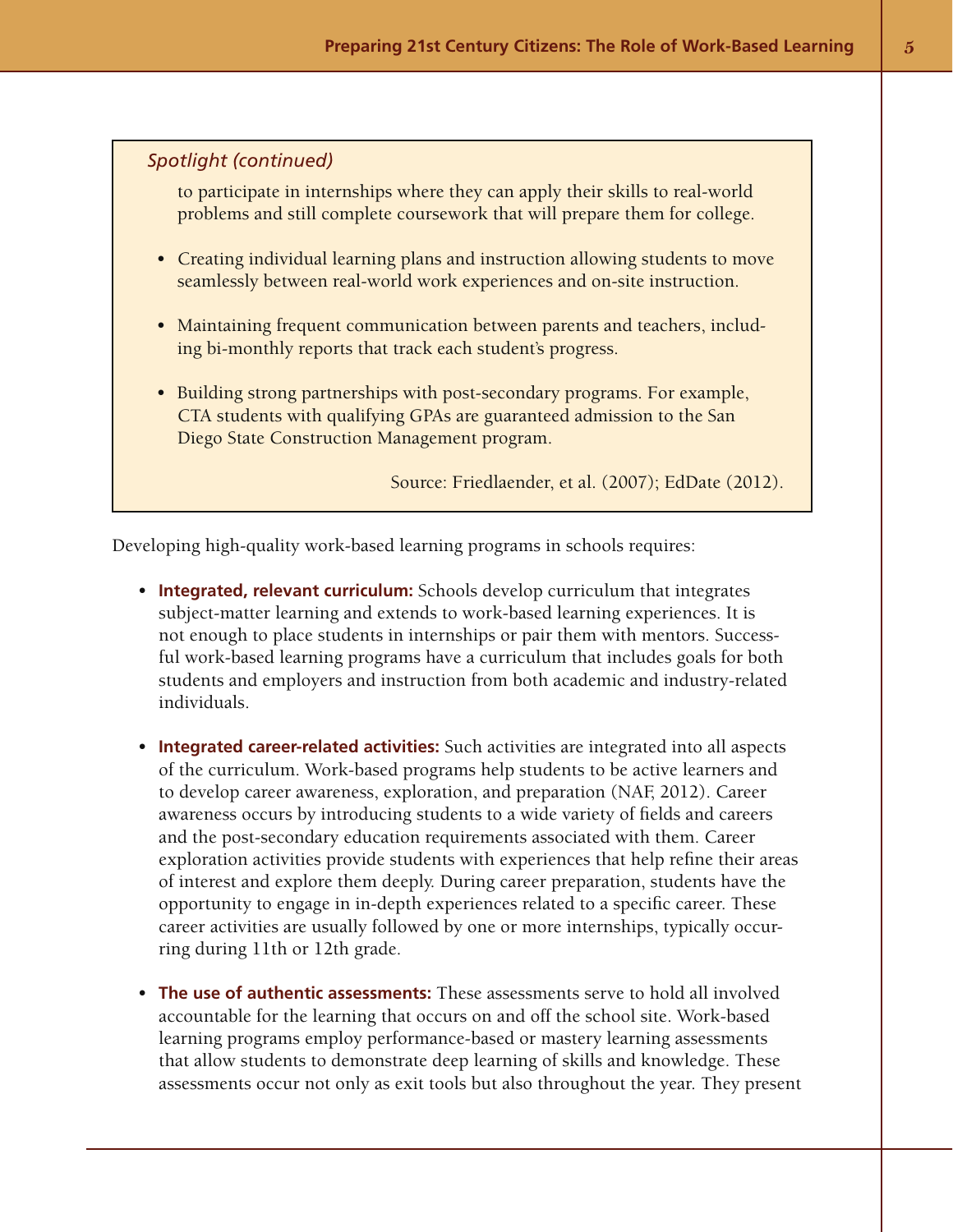*Spotlight (continued)*

to participate in internships where they can apply their skills to real-world problems and still complete coursework that will prepare them for college.

- Creating individual learning plans and instruction allowing students to move seamlessly between real-world work experiences and on-site instruction.
- Maintaining frequent communication between parents and teachers, including bi-monthly reports that track each student's progress.
- Building strong partnerships with post-secondary programs. For example, CTA students with qualifying GPAs are guaranteed admission to the San Diego State Construction Management program.

Source: Friedlaender, et al. (2007); EdDate (2012).

Developing high-quality work-based learning programs in schools requires:

- **Integrated, relevant curriculum:** Schools develop curriculum that integrates subject-matter learning and extends to work-based learning experiences. It is not enough to place students in internships or pair them with mentors. Successful work-based learning programs have a curriculum that includes goals for both students and employers and instruction from both academic and industry-related individuals.
- **Integrated career-related activities:** Such activities are integrated into all aspects of the curriculum. Work-based programs help students to be active learners and to develop career awareness, exploration, and preparation (NAF, 2012). Career awareness occurs by introducing students to a wide variety of fields and careers and the post-secondary education requirements associated with them. Career exploration activities provide students with experiences that help refine their areas of interest and explore them deeply. During career preparation, students have the opportunity to engage in in-depth experiences related to a specific career. These career activities are usually followed by one or more internships, typically occurring during 11th or 12th grade.
- **The use of authentic assessments:** These assessments serve to hold all involved accountable for the learning that occurs on and off the school site. Work-based learning programs employ performance-based or mastery learning assessments that allow students to demonstrate deep learning of skills and knowledge. These assessments occur not only as exit tools but also throughout the year. They present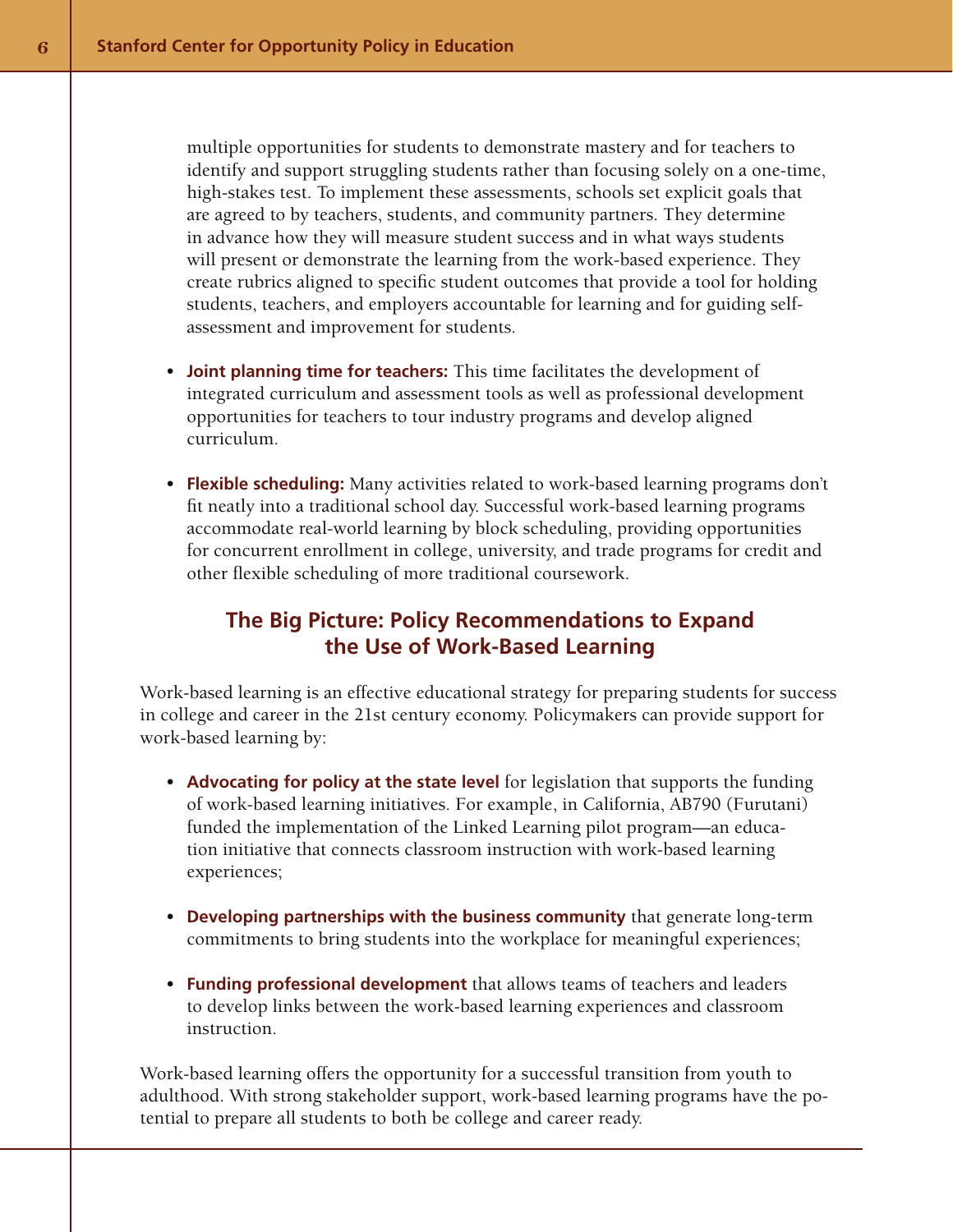multiple opportunities for students to demonstrate mastery and for teachers to identify and support struggling students rather than focusing solely on a one-time, high-stakes test. To implement these assessments, schools set explicit goals that are agreed to by teachers, students, and community partners. They determine in advance how they will measure student success and in what ways students will present or demonstrate the learning from the work-based experience. They create rubrics aligned to specific student outcomes that provide a tool for holding students, teachers, and employers accountable for learning and for guiding self-assessment and improvement for students.

- **Joint planning time for teachers:** This time facilitates the development of integrated curriculum and assessment tools as well as professional development opportunities for teachers to tour industry programs and develop aligned curriculum.

- **Flexible scheduling:** Many activities related to work-based learning programs don't fit neatly into a traditional school day. Successful work-based learning programs accommodate real-world learning by block scheduling, providing opportunities for concurrent enrollment in college, university, and trade programs for credit and other flexible scheduling of more traditional coursework.

## The Big Picture: Policy Recommendations to Expand the Use of Work-Based Learning

Work-based learning is an effective educational strategy for preparing students for success in college and career in the 21st century economy. Policymakers can provide support for work-based learning by:

- **Advocating for policy at the state level** for legislation that supports the funding of work-based learning initiatives. For example, in California, AB790 (Furutani) funded the implementation of the Linked Learning pilot program—an education initiative that connects classroom instruction with work-based learning experiences;

- **Developing partnerships with the business community** that generate long-term commitments to bring students into the workplace for meaningful experiences;

- **Funding professional development** that allows teams of teachers and leaders to develop links between the work-based learning experiences and classroom instruction.

Work-based learning offers the opportunity for a successful transition from youth to adulthood. With strong stakeholder support, work-based learning programs have the potential to prepare all students to both be college and career ready.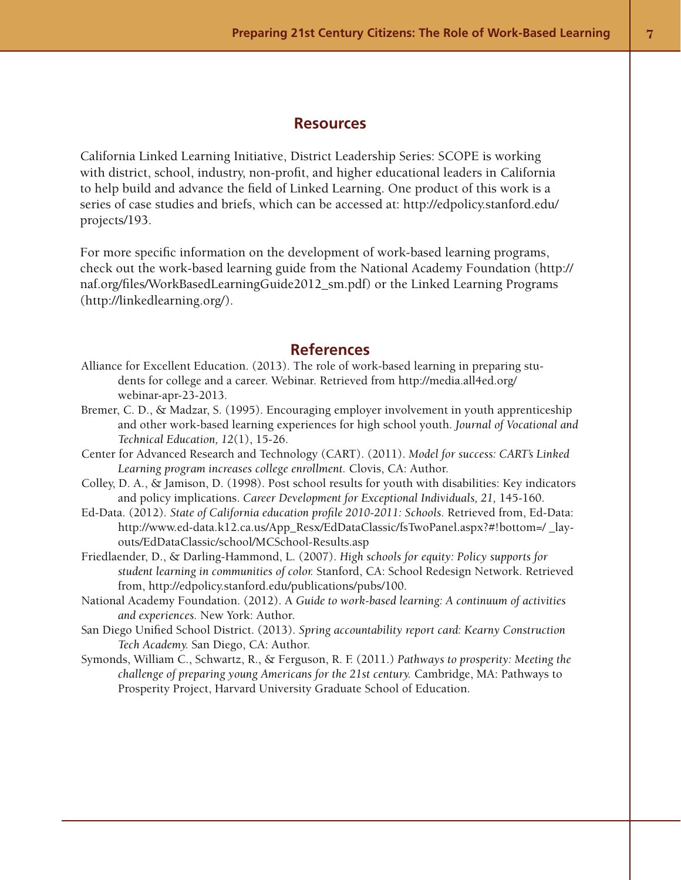## Resources

California Linked Learning Initiative, District Leadership Series: SCOPE is working with district, school, industry, non-profit, and higher educational leaders in California to help build and advance the field of Linked Learning. One product of this work is a series of case studies and briefs, which can be accessed at: http://edpolicy.stanford.edu/projects/193.

For more specific information on the development of work-based learning programs, check out the work-based learning guide from the National Academy Foundation (http://naf.org/files/WorkBasedLearningGuide2012_sm.pdf) or the Linked Learning Programs (http://linkedlearning.org/).

## References

Alliance for Excellent Education. (2013). The role of work-based learning in preparing students for college and a career. Webinar. Retrieved from http://media.all4ed.org/webinar-apr-23-2013.

Bremer, C. D., & Madzar, S. (1995). Encouraging employer involvement in youth apprenticeship and other work-based learning experiences for high school youth. *Journal of Vocational and Technical Education, 12*(1), 15-26.

Center for Advanced Research and Technology (CART). (2011). *Model for success: CART's Linked Learning program increases college enrollment.* Clovis, CA: Author.

Colley, D. A., & Jamison, D. (1998). Post school results for youth with disabilities: Key indicators and policy implications. *Career Development for Exceptional Individuals, 21,* 145-160.

Ed-Data. (2012). *State of California education profile 2010-2011: Schools.* Retrieved from, Ed-Data: http://www.ed-data.k12.ca.us/App_Resx/EdDataClassic/fsTwoPanel.aspx?#!bottom=/ _layouts/EdDataClassic/school/MCSchool-Results.asp

Friedlaender, D., & Darling-Hammond, L. (2007). *High schools for equity: Policy supports for student learning in communities of color.* Stanford, CA: School Redesign Network. Retrieved from, http://edpolicy.stanford.edu/publications/pubs/100.

National Academy Foundation. (2012). A *Guide to work-based learning: A continuum of activities and experiences.* New York: Author.

San Diego Unified School District. (2013). *Spring accountability report card: Kearny Construction Tech Academy.* San Diego, CA: Author.

Symonds, William C., Schwartz, R., & Ferguson, R. F. (2011.) *Pathways to prosperity: Meeting the challenge of preparing young Americans for the 21st century.* Cambridge, MA: Pathways to Prosperity Project, Harvard University Graduate School of Education.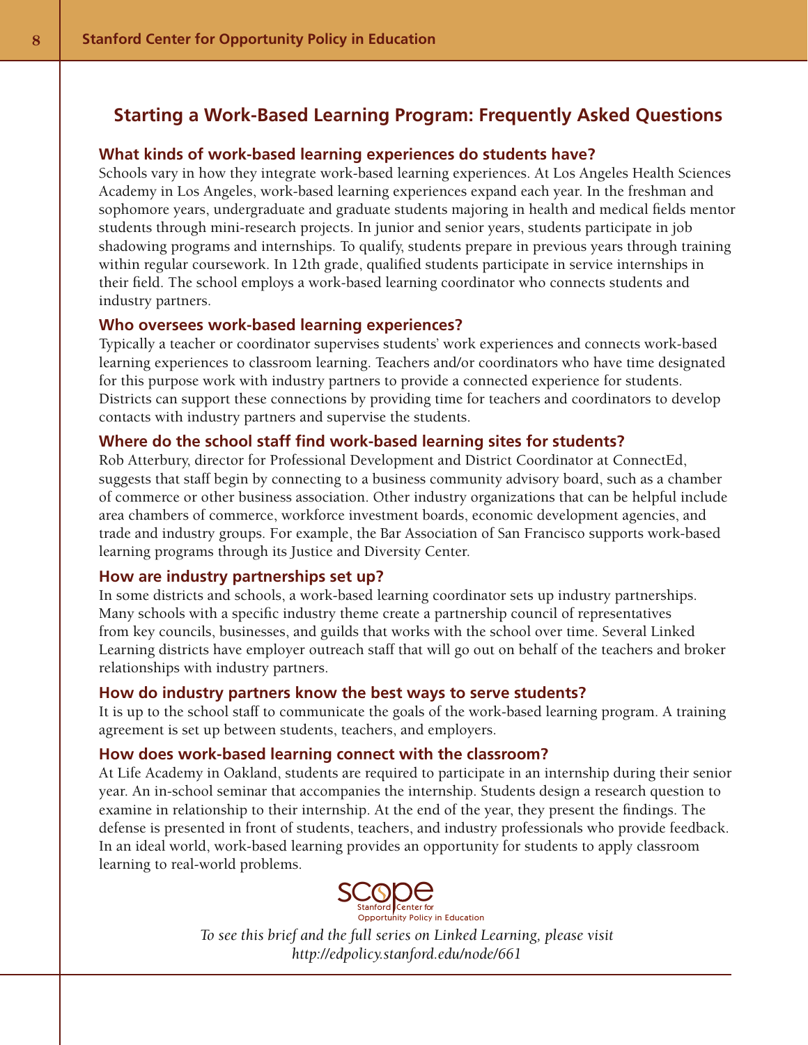## Starting a Work-Based Learning Program: Frequently Asked Questions

### What kinds of work-based learning experiences do students have?

Schools vary in how they integrate work-based learning experiences. At Los Angeles Health Sciences Academy in Los Angeles, work-based learning experiences expand each year. In the freshman and sophomore years, undergraduate and graduate students majoring in health and medical fields mentor students through mini-research projects. In junior and senior years, students participate in job shadowing programs and internships. To qualify, students prepare in previous years through training within regular coursework. In 12th grade, qualified students participate in service internships in their field. The school employs a work-based learning coordinator who connects students and industry partners.

### Who oversees work-based learning experiences?

Typically a teacher or coordinator supervises students' work experiences and connects work-based learning experiences to classroom learning. Teachers and/or coordinators who have time designated for this purpose work with industry partners to provide a connected experience for students. Districts can support these connections by providing time for teachers and coordinators to develop contacts with industry partners and supervise the students.

### Where do the school staff find work-based learning sites for students?

Rob Atterbury, director for Professional Development and District Coordinator at ConnectEd, suggests that staff begin by connecting to a business community advisory board, such as a chamber of commerce or other business association. Other industry organizations that can be helpful include area chambers of commerce, workforce investment boards, economic development agencies, and trade and industry groups. For example, the Bar Association of San Francisco supports work-based learning programs through its Justice and Diversity Center.

### How are industry partnerships set up?

In some districts and schools, a work-based learning coordinator sets up industry partnerships. Many schools with a specific industry theme create a partnership council of representatives from key councils, businesses, and guilds that works with the school over time. Several Linked Learning districts have employer outreach staff that will go out on behalf of the teachers and broker relationships with industry partners.

### How do industry partners know the best ways to serve students?

It is up to the school staff to communicate the goals of the work-based learning program. A training agreement is set up between students, teachers, and employers.

### How does work-based learning connect with the classroom?

At Life Academy in Oakland, students are required to participate in an internship during their senior year. An in-school seminar that accompanies the internship. Students design a research question to examine in relationship to their internship. At the end of the year, they present the findings. The defense is presented in front of students, teachers, and industry professionals who provide feedback. In an ideal world, work-based learning provides an opportunity for students to apply classroom learning to real-world problems.

scope
Stanford Center for Opportunity Policy in Education

*To see this brief and the full series on Linked Learning, please visit*
*http://edpolicy.stanford.edu/node/661*